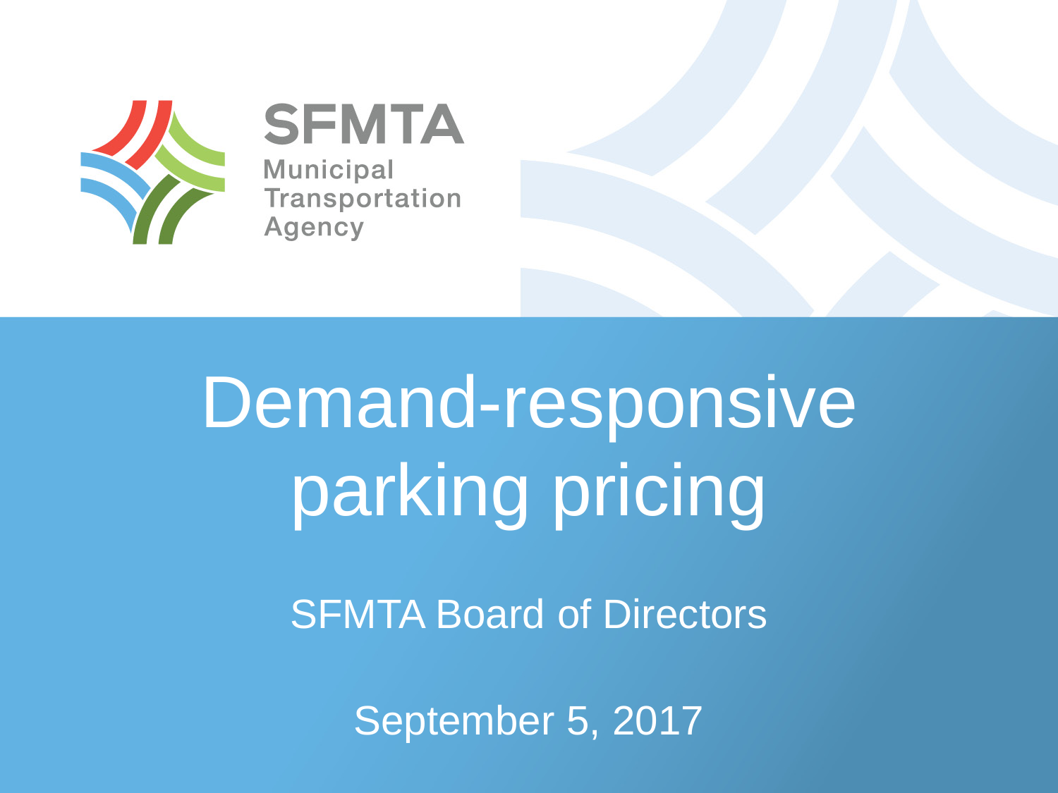SFMTA

Municipal Transportation Agency

# Demand-responsive parking pricing

SFMTA Board of Directors

September 5, 2017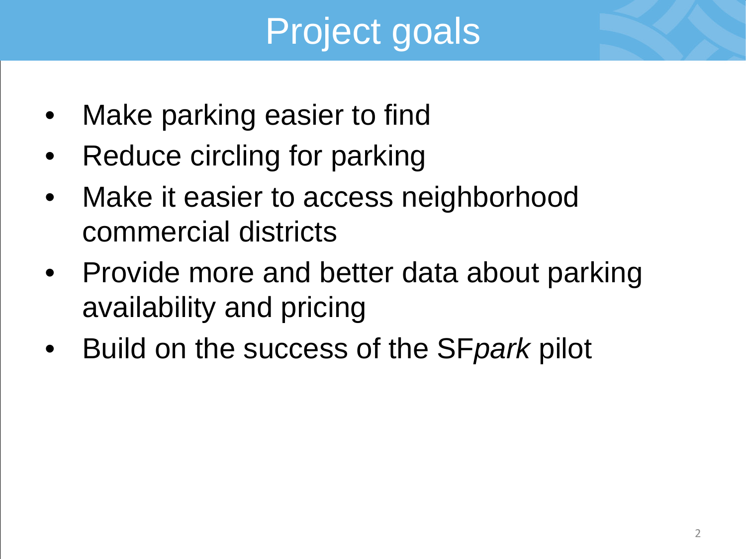# Project goals

- Make parking easier to find
- Reduce circling for parking
- Make it easier to access neighborhood commercial districts
- Provide more and better data about parking availability and pricing
- Build on the success of the SF*park* pilot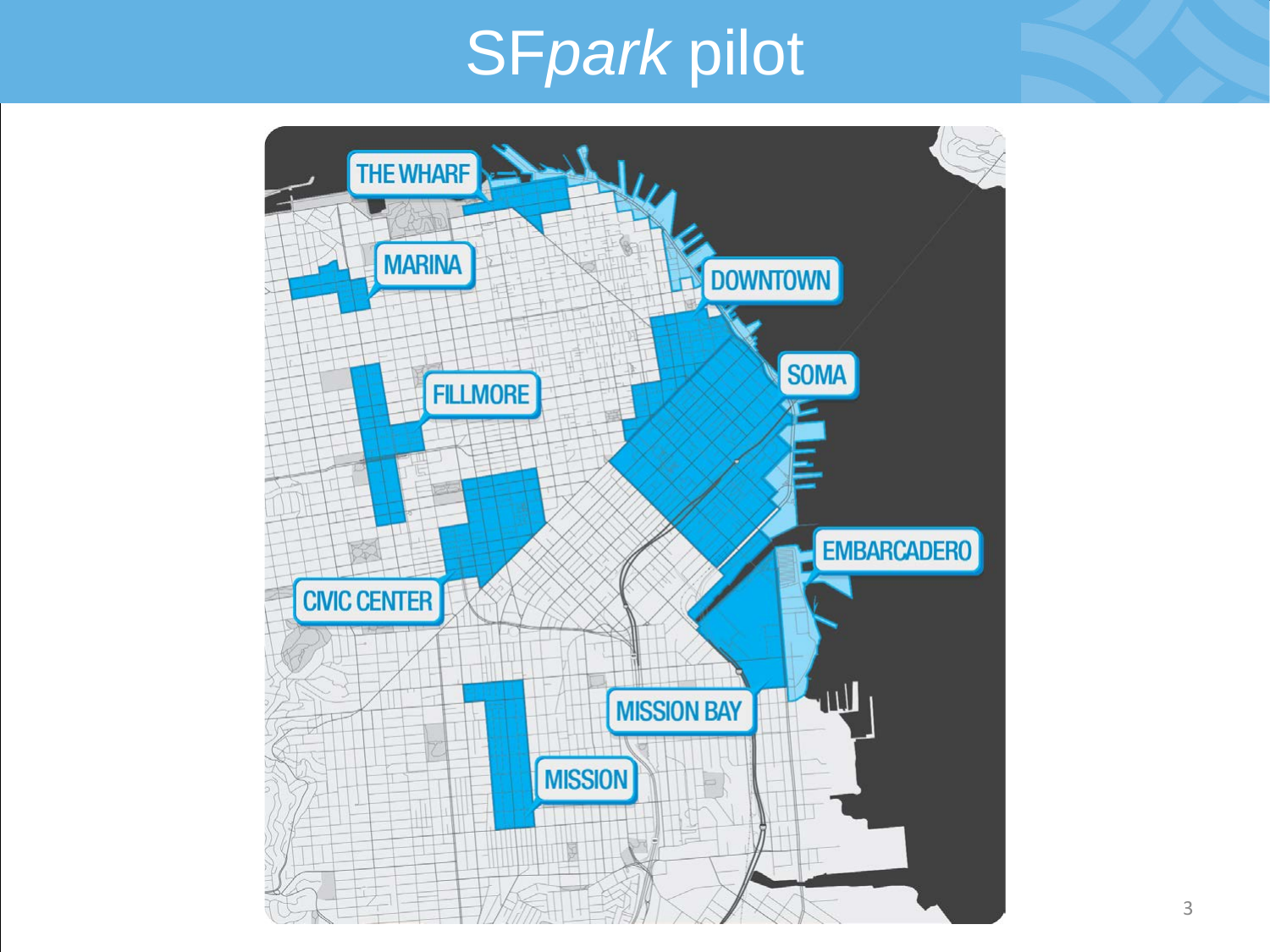# SF*park* pilot

THE WHARF

MARINA

DOWNTOWN

SOMA

FILLMORE

EMBARCADERO

CIVIC CENTER

MISSION BAY

MISSION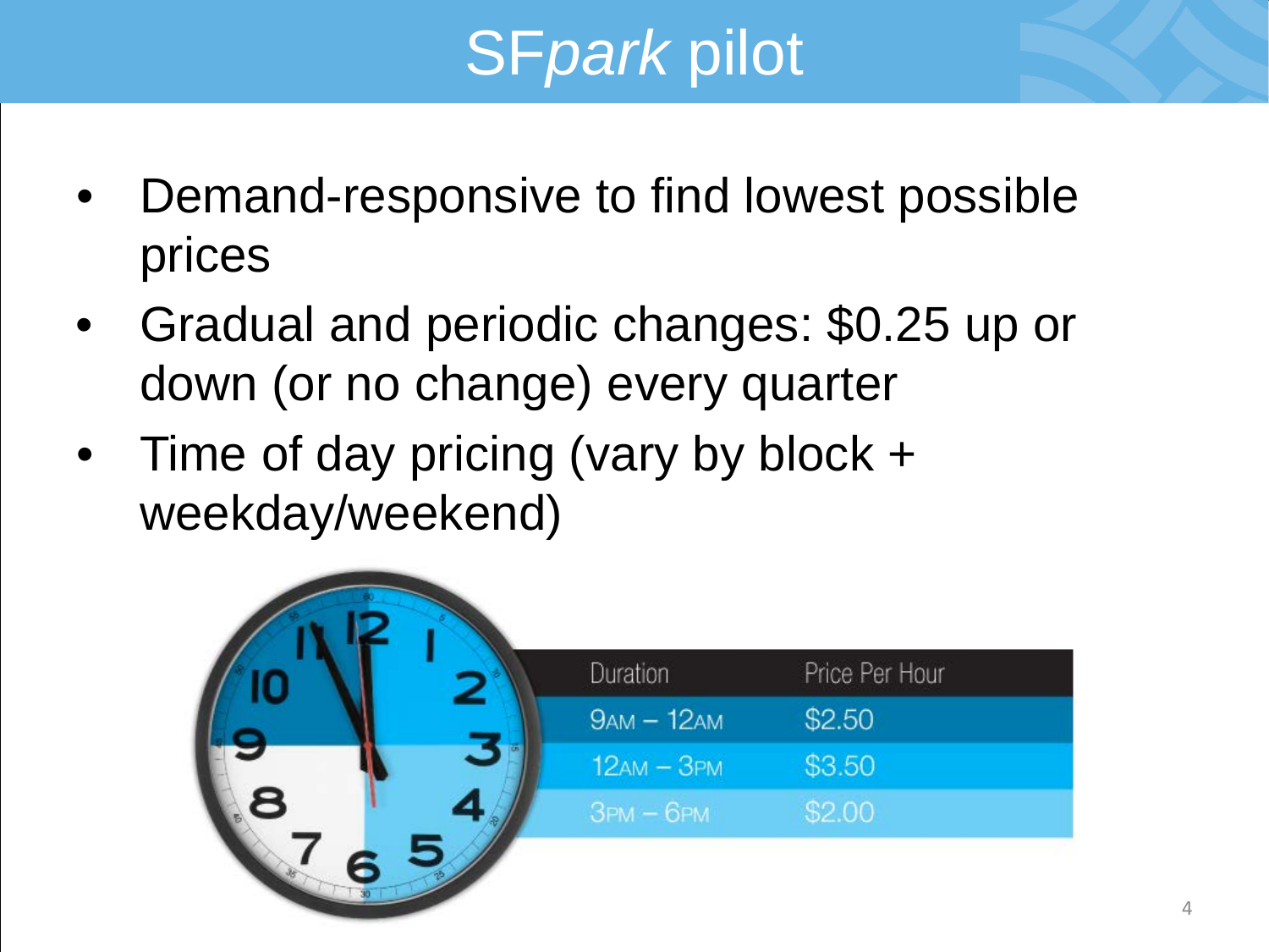# SF*park* pilot

- Demand-responsive to find lowest possible prices
- Gradual and periodic changes: $0.25 up or down (or no change) every quarter
- Time of day pricing (vary by block + weekday/weekend)

| Duration | Price Per Hour |
| --- | --- |
| 9AM – 12AM | $2.50 |
| 12AM – 3PM | $3.50 |
| 3PM – 6PM | $2.00 |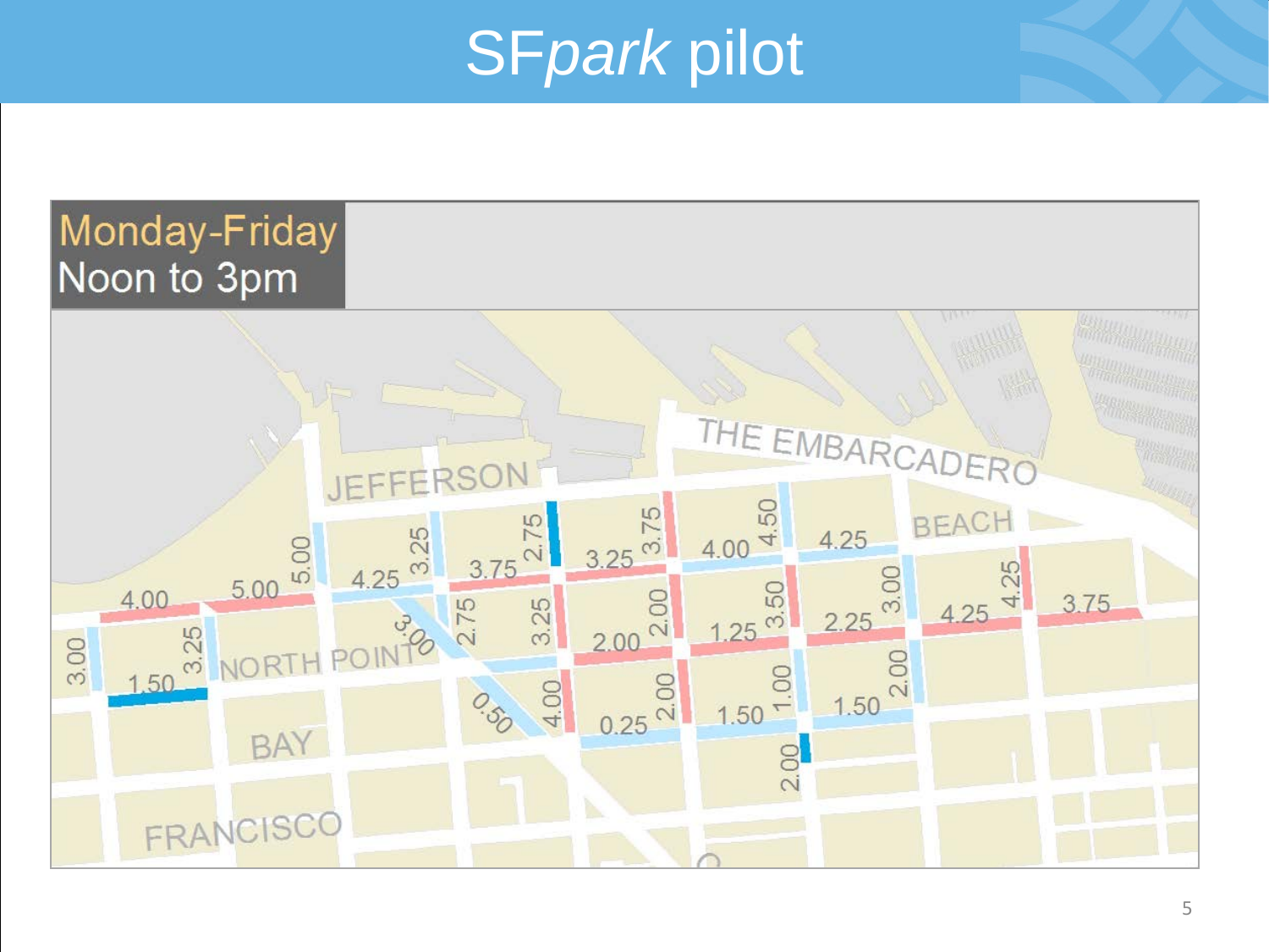# SF*park* pilot

**Monday-Friday**
Noon to 3pm

JEFFERSON

THE EMBARCADERO

BEACH

NORTH POINT

BAY

FRANCISCO

3.00 4.00 1.50 3.25 5.00 5.00 4.25 3.25 3.00 2.75 3.75 2.75 3.25 0.50 4.00 3.25 3.75 2.00 2.00 0.25 2.00 2.00 4.00 4.50 1.25 3.50 1.50 1.00 2.00 4.25 3.00 2.25 2.00 1.50 4.25 4.25 3.75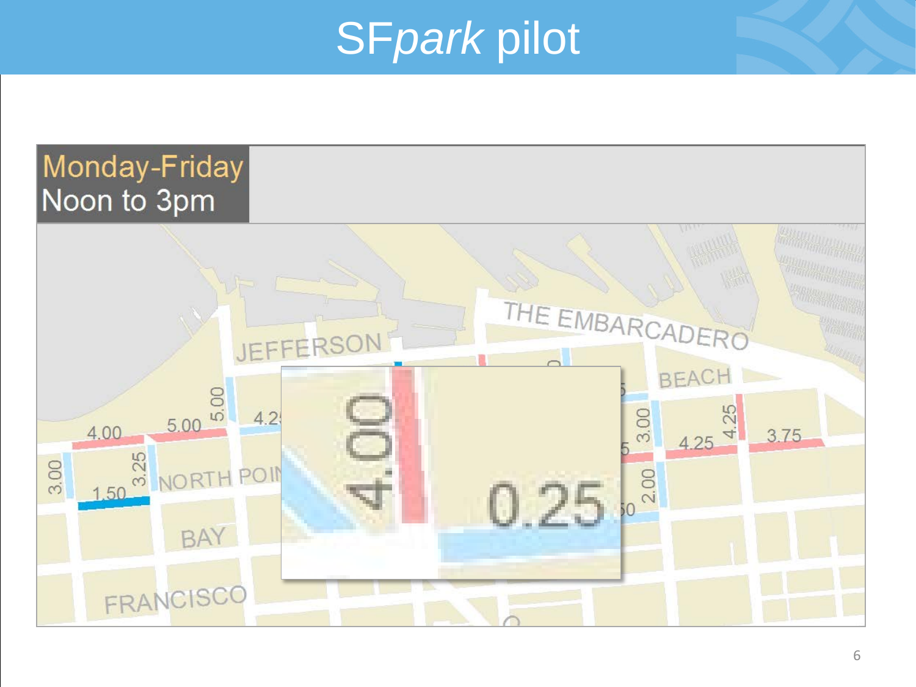# SF*park* pilot

Monday-Friday
Noon to 3pm

JEFFERSON

THE EMBARCADERO

BEACH

NORTH POINT

BAY

FRANCISCO

4.00 5.00 5.00 4.25 3.00 3.25 1.50 3.00 4.25 4.25 3.75 2.00 4.00 0.25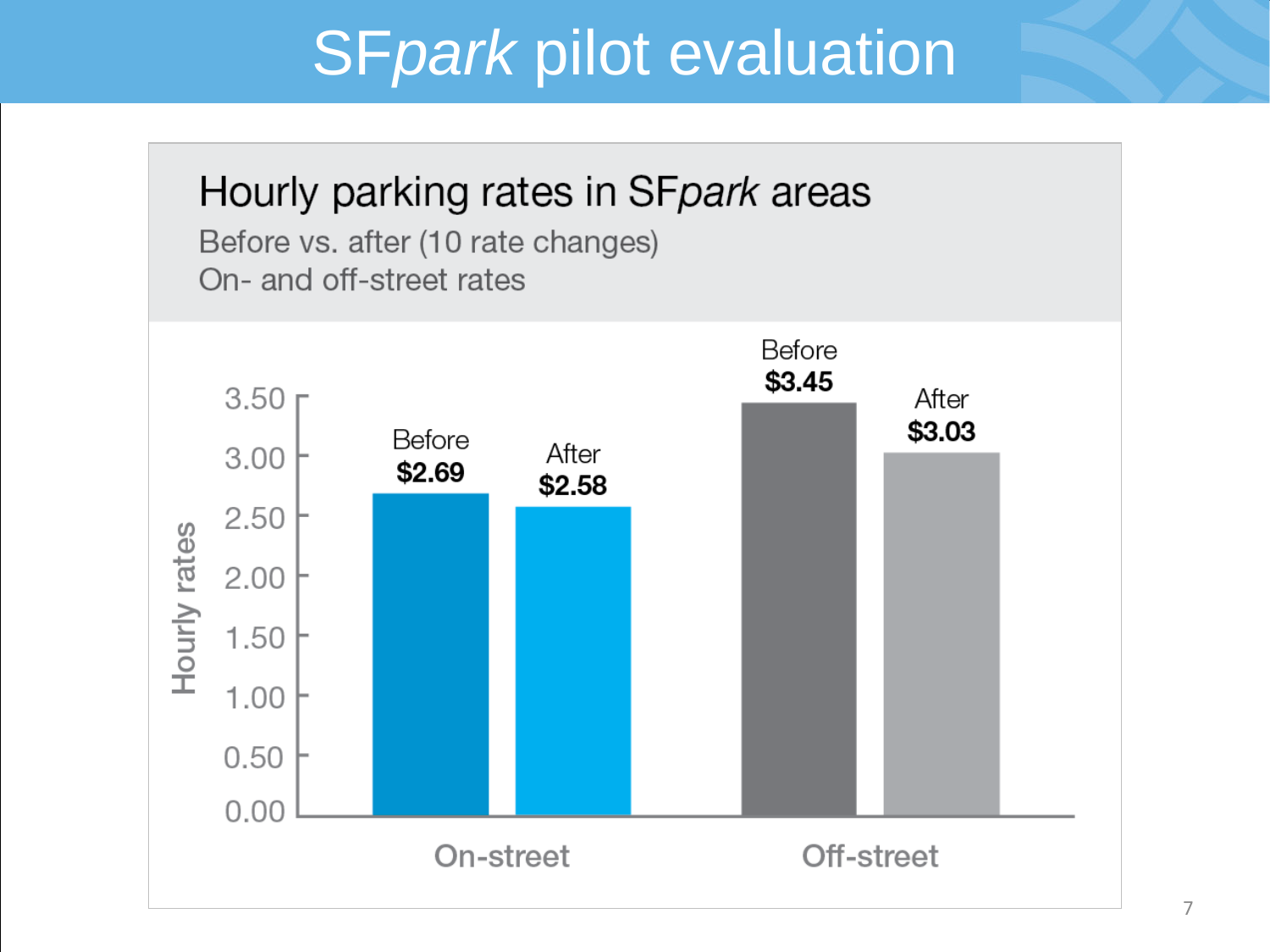# SF*park* pilot evaluation

## Hourly parking rates in SF*park* areas

Before vs. after (10 rate changes)
On- and off-street rates

| | Before | After |
|---|---|---|
| On-street | $2.69 | $2.58 |
| Off-street | $3.45 | $3.03 |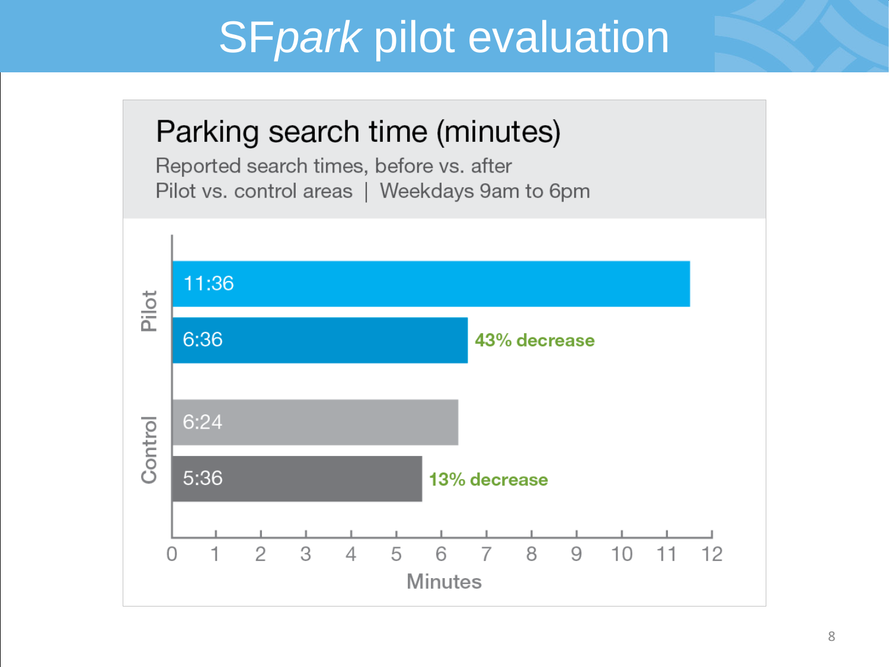# SF*park* pilot evaluation

## Parking search time (minutes)

Reported search times, before vs. after
Pilot vs. control areas | Weekdays 9am to 6pm

| Area | Before | After | Change |
|---|---|---|---|
| Pilot | 11:36 | 6:36 | 43% decrease |
| Control | 6:24 | 5:36 | 13% decrease |

Minutes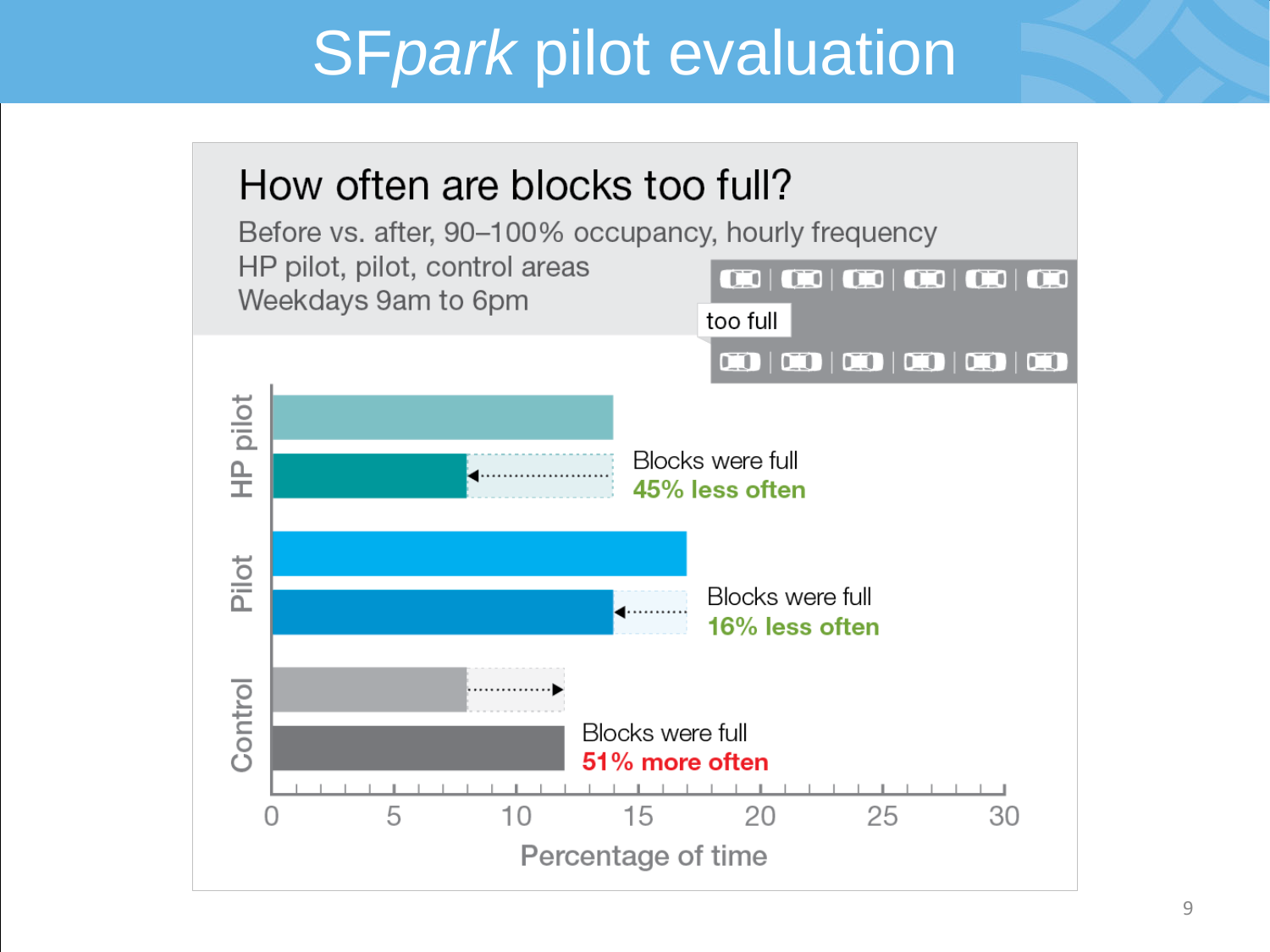# SF*park* pilot evaluation

## How often are blocks too full?

Before vs. after, 90–100% occupancy, hourly frequency
HP pilot, pilot, control areas
Weekdays 9am to 6pm

too full

**HP pilot**: Blocks were full **45% less often**

**Pilot**: Blocks were full **16% less often**

**Control**: Blocks were full **51% more often**

Percentage of time (0, 5, 10, 15, 20, 25, 30)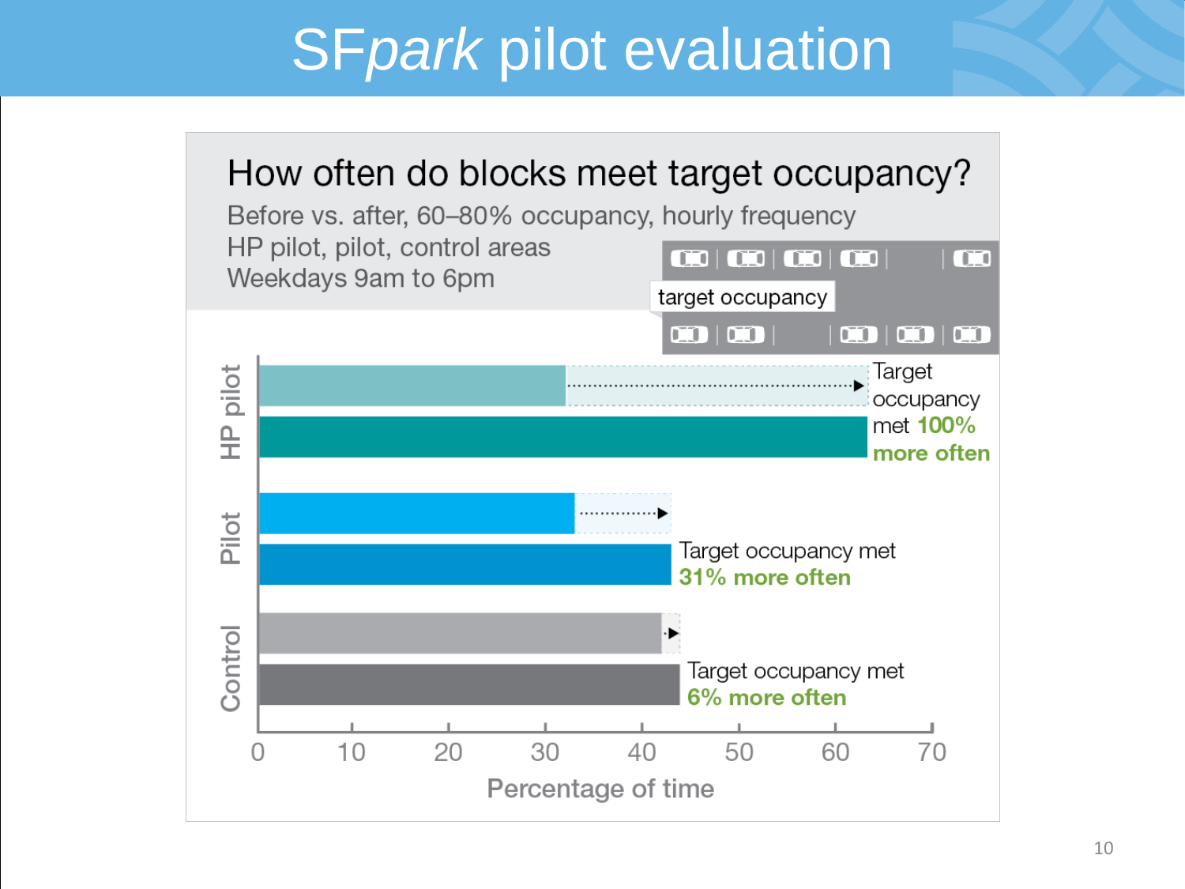# SF*park* pilot evaluation

## How often do blocks meet target occupancy?

Before vs. after, 60–80% occupancy, hourly frequency
HP pilot, pilot, control areas
Weekdays 9am to 6pm

target occupancy

**HP pilot:** Target occupancy met **100% more often**

**Pilot:** Target occupancy met **31% more often**

**Control:** Target occupancy met **6% more often**

Percentage of time: 0, 10, 20, 30, 40, 50, 60, 70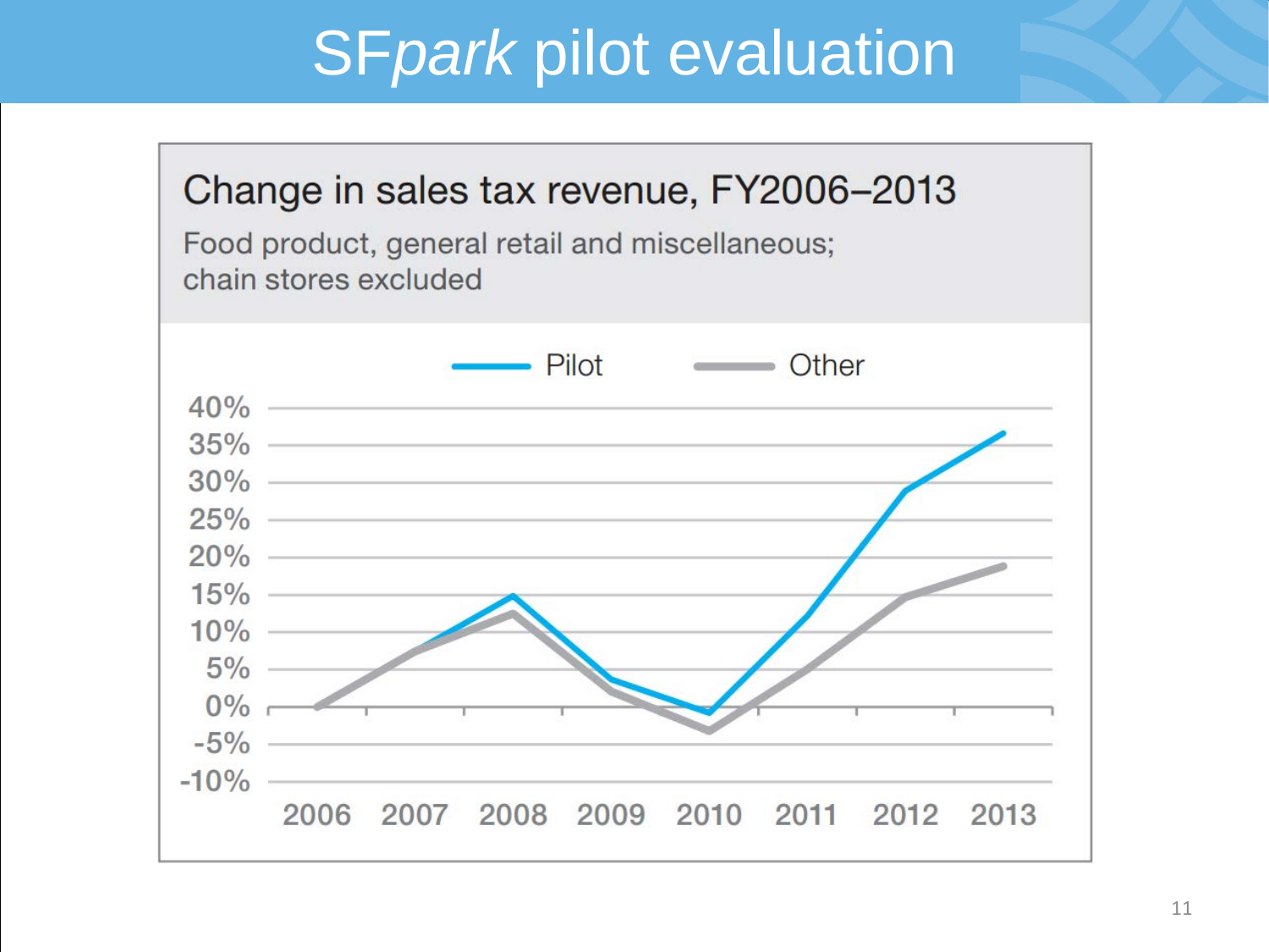# SF*park* pilot evaluation

## Change in sales tax revenue, FY2006–2013

Food product, general retail and miscellaneous; chain stores excluded

Pilot — Other

40%
35%
30%
25%
20%
15%
10%
5%
0%
-5%
-10%

2006 2007 2008 2009 2010 2011 2012 2013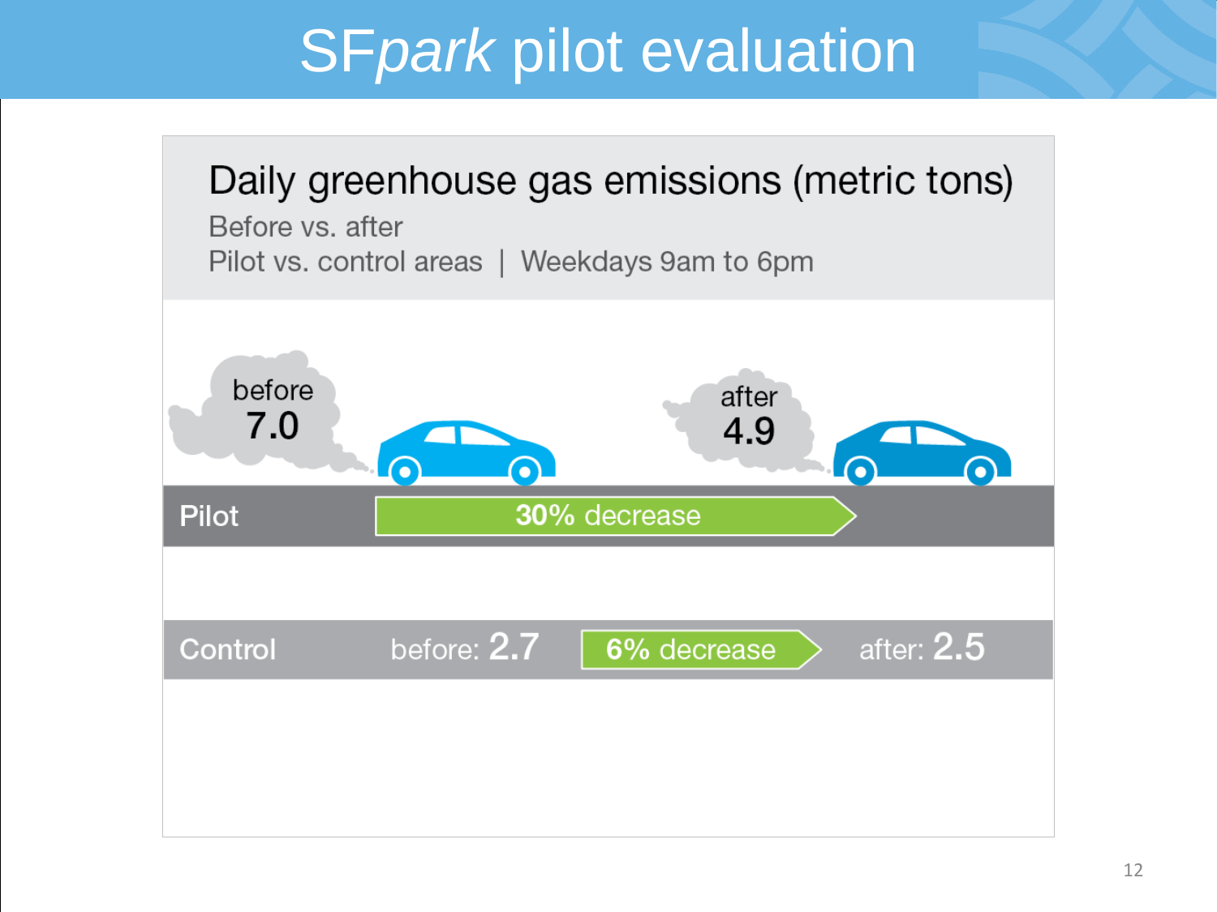# SF*park* pilot evaluation

## Daily greenhouse gas emissions (metric tons)

Before vs. after

Pilot vs. control areas | Weekdays 9am to 6pm

| | Before | Change | After |
|---|---|---|---|
| Pilot | 7.0 | 30% decrease | 4.9 |
| Control | 2.7 | 6% decrease | 2.5 |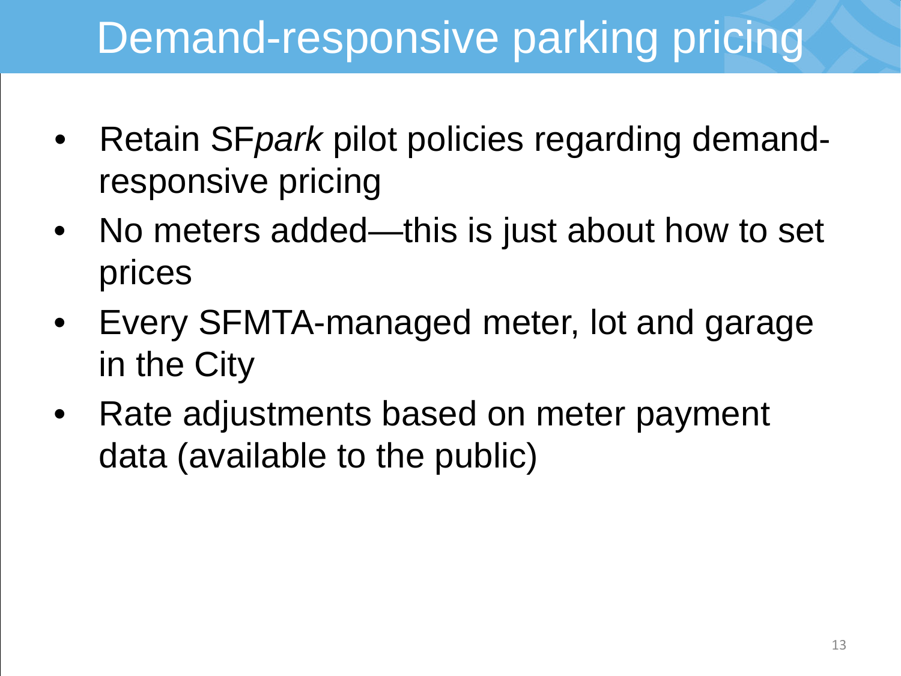# Demand-responsive parking pricing

- Retain SF*park* pilot policies regarding demand-responsive pricing
- No meters added—this is just about how to set prices
- Every SFMTA-managed meter, lot and garage in the City
- Rate adjustments based on meter payment data (available to the public)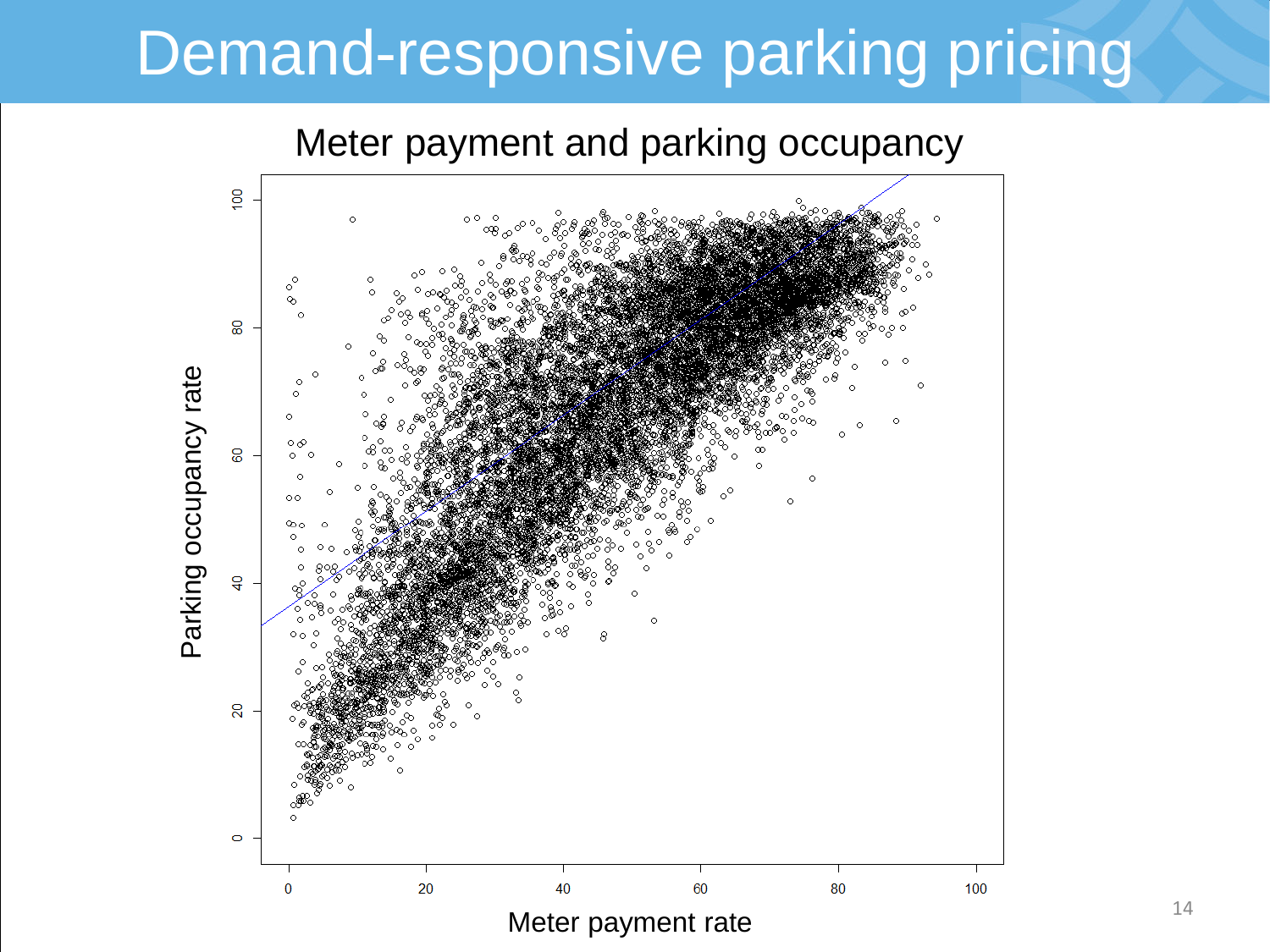# Demand-responsive parking pricing

Meter payment and parking occupancy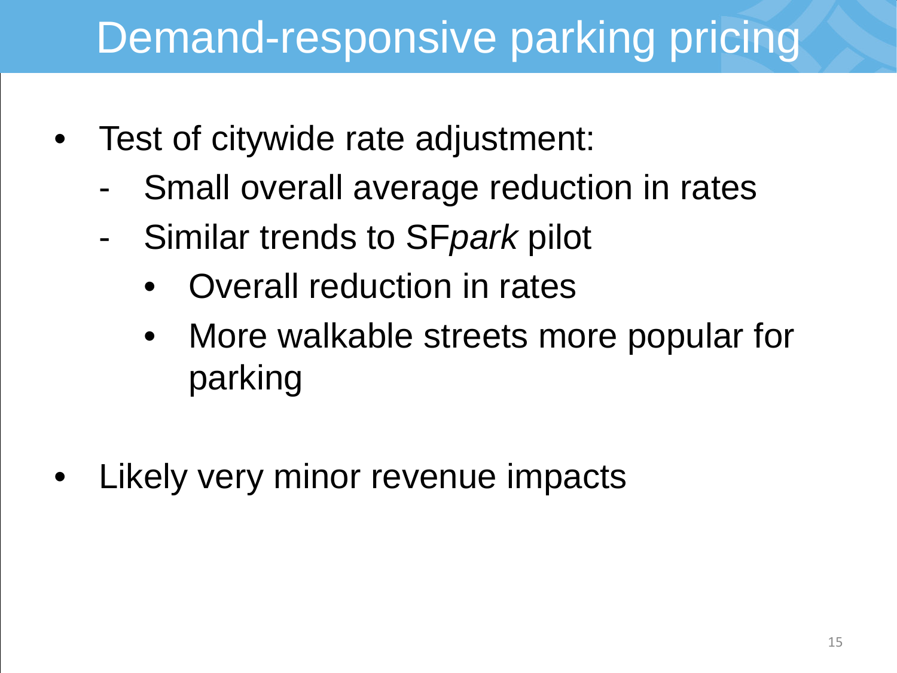# Demand-responsive parking pricing

- Test of citywide rate adjustment:
  - Small overall average reduction in rates
  - Similar trends to SF*park* pilot
    - Overall reduction in rates
    - More walkable streets more popular for parking

- Likely very minor revenue impacts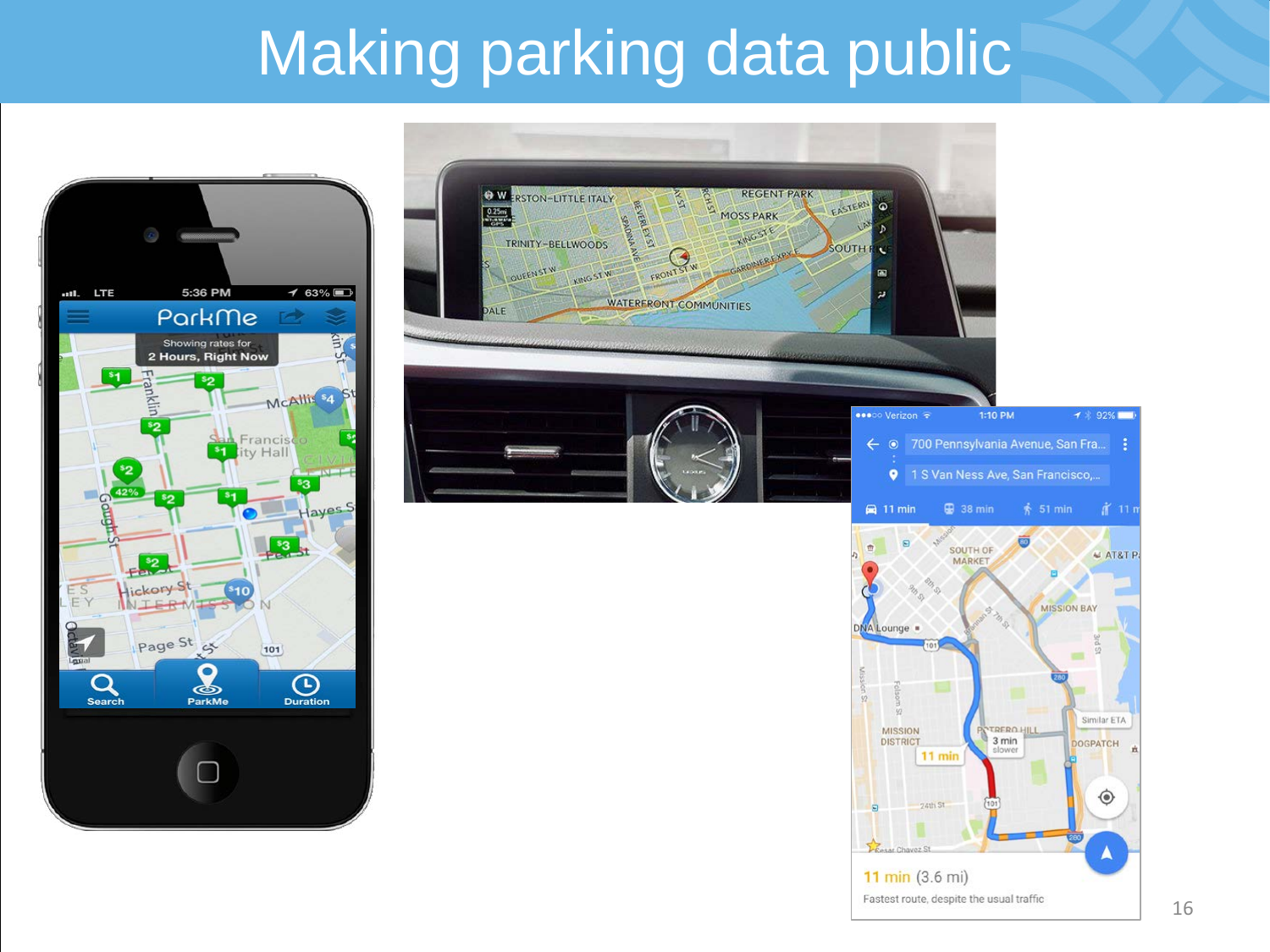# Making parking data public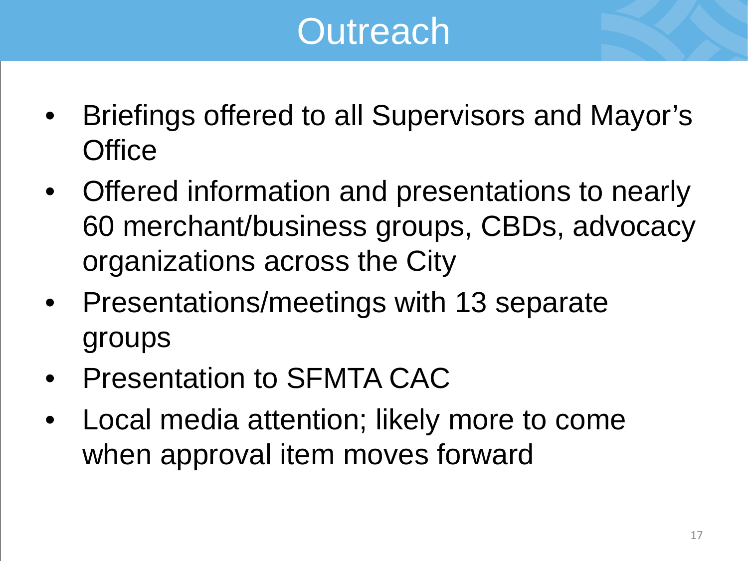# Outreach

- Briefings offered to all Supervisors and Mayor's Office
- Offered information and presentations to nearly 60 merchant/business groups, CBDs, advocacy organizations across the City
- Presentations/meetings with 13 separate groups
- Presentation to SFMTA CAC
- Local media attention; likely more to come when approval item moves forward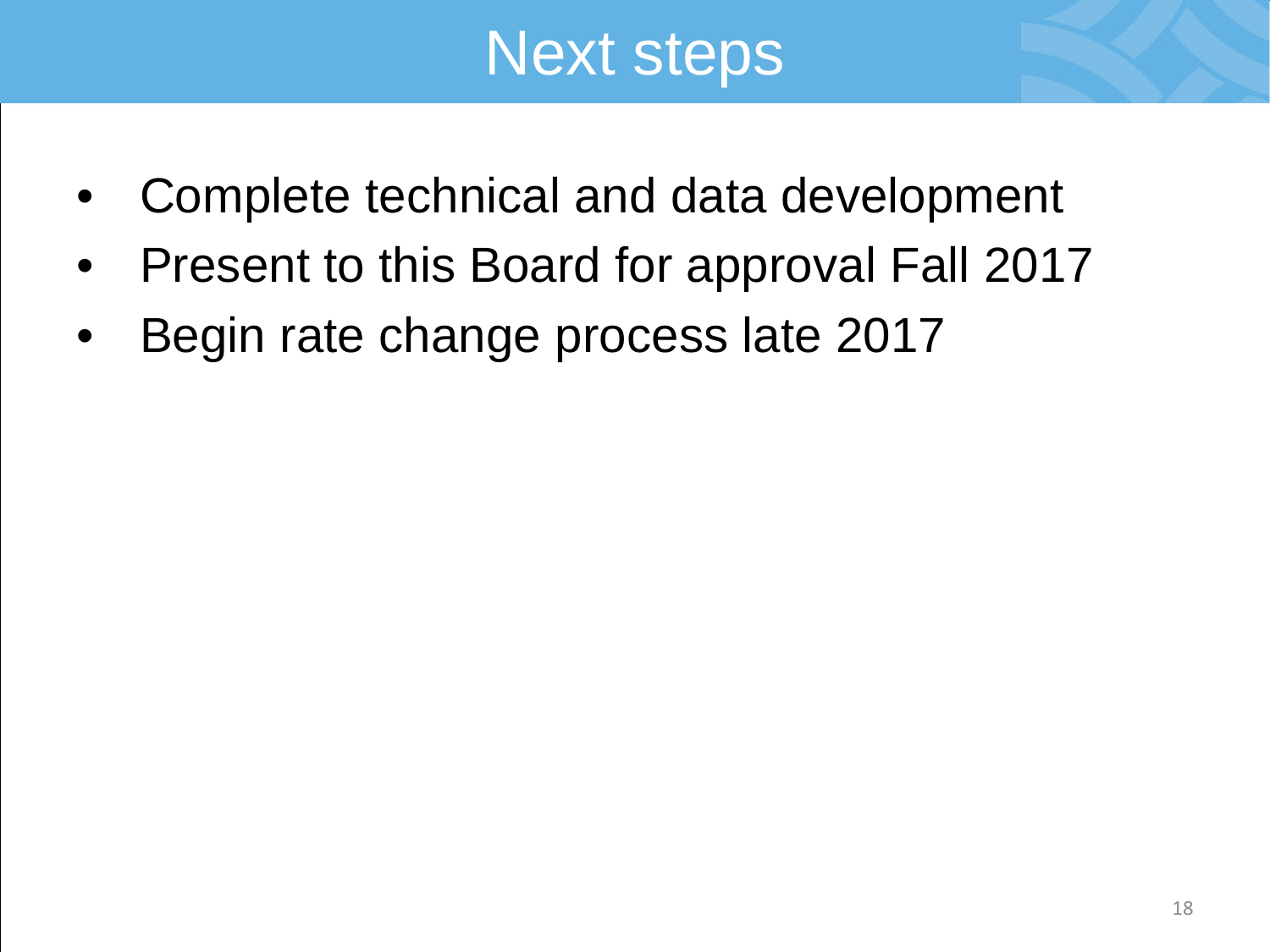# Next steps

- Complete technical and data development
- Present to this Board for approval Fall 2017
- Begin rate change process late 2017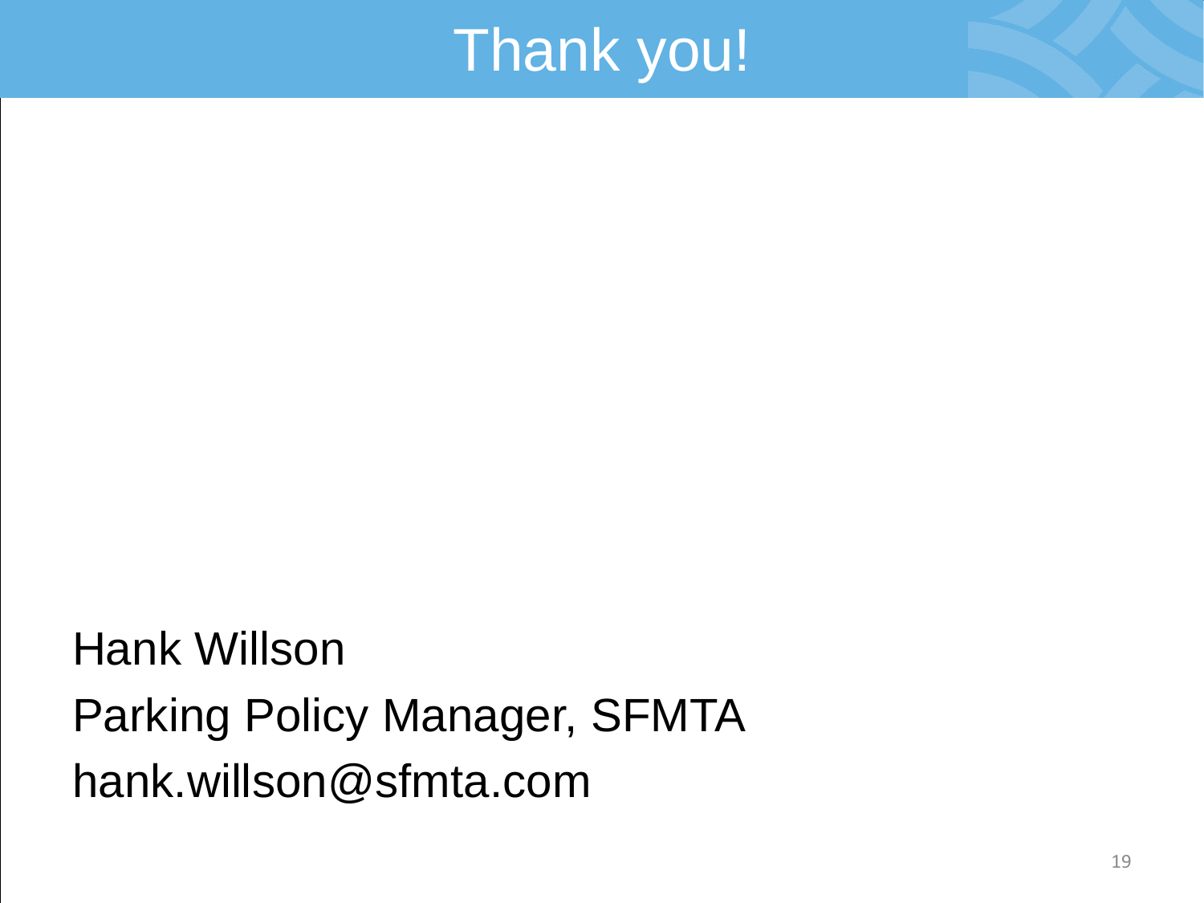# Thank you!

Hank Willson

Parking Policy Manager, SFMTA

hank.willson@sfmta.com